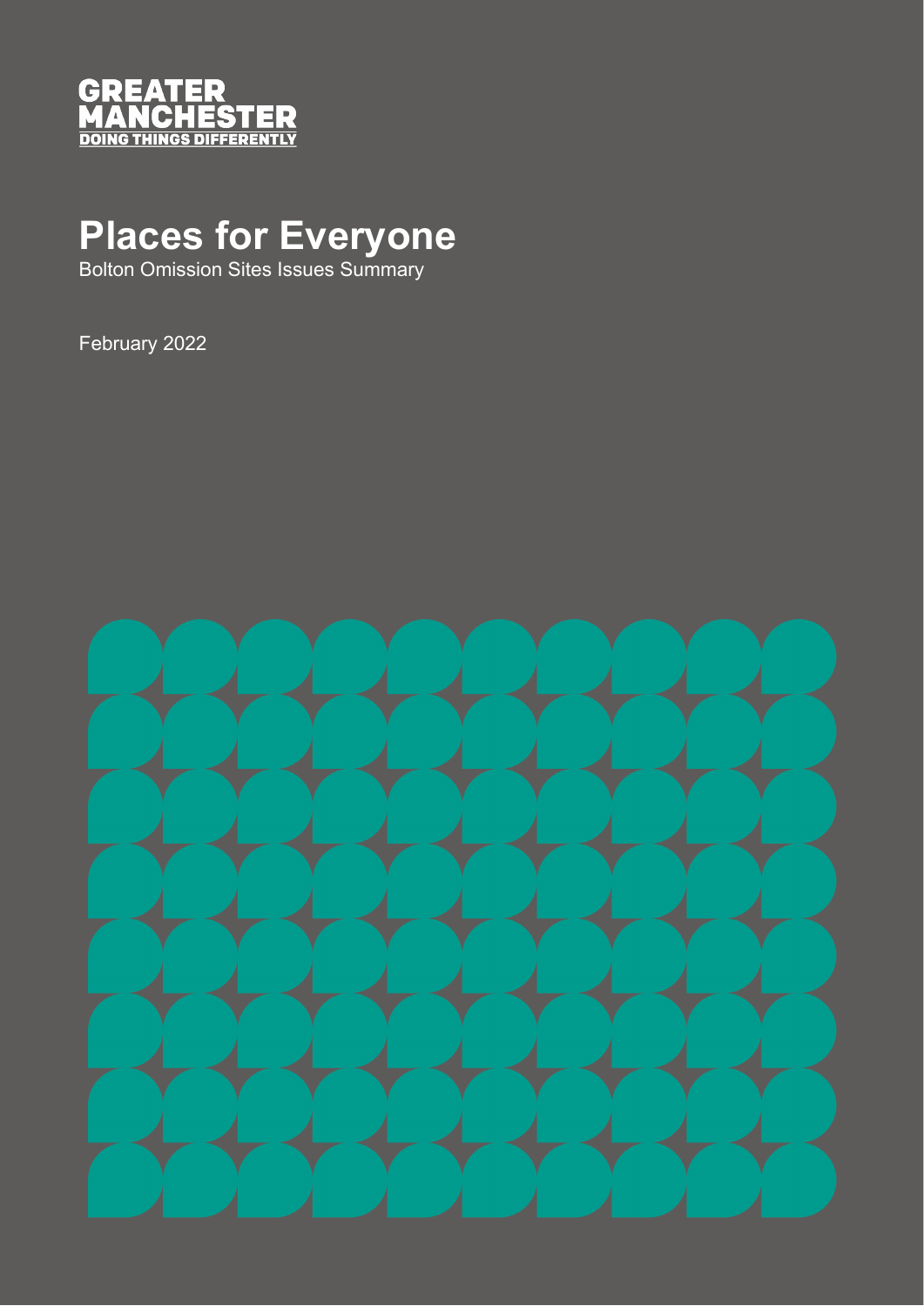GREATER MANCHESTER
DOING THINGS DIFFERENTLY

# Places for Everyone

Bolton Omission Sites Issues Summary

February 2022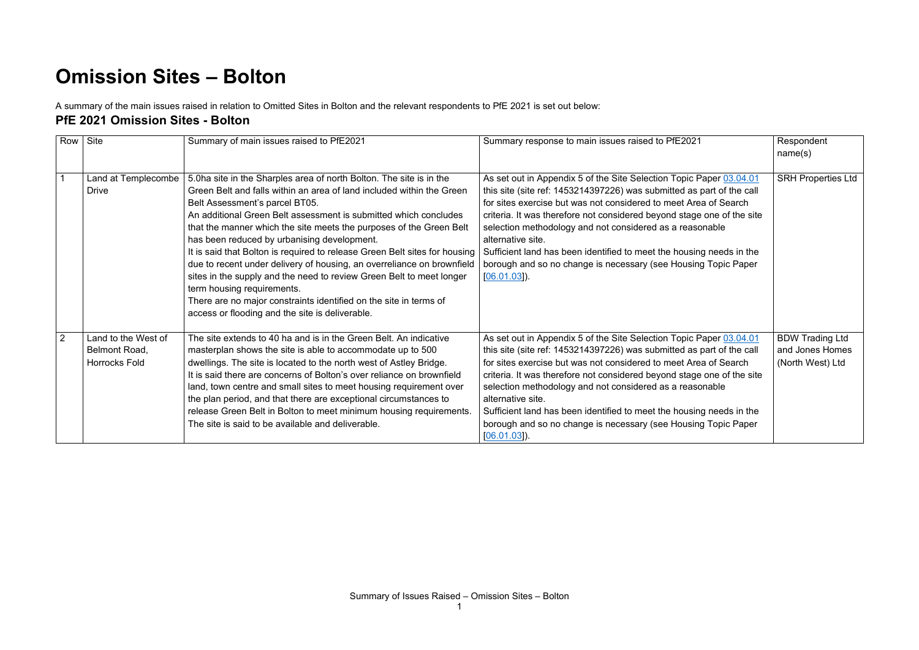# Omission Sites – Bolton

A summary of the main issues raised in relation to Omitted Sites in Bolton and the relevant respondents to PfE 2021 is set out below:

## PfE 2021 Omission Sites - Bolton

| Row | Site | Summary of main issues raised to PfE2021 | Summary response to main issues raised to PfE2021 | Respondent name(s) |
|---|---|---|---|---|
| 1 | Land at Templecombe Drive | 5.0ha site in the Sharples area of north Bolton. The site is in the Green Belt and falls within an area of land included within the Green Belt Assessment's parcel BT05.<br>An additional Green Belt assessment is submitted which concludes that the manner which the site meets the purposes of the Green Belt has been reduced by urbanising development.<br>It is said that Bolton is required to release Green Belt sites for housing due to recent under delivery of housing, an overreliance on brownfield sites in the supply and the need to review Green Belt to meet longer term housing requirements.<br>There are no major constraints identified on the site in terms of access or flooding and the site is deliverable. | As set out in Appendix 5 of the Site Selection Topic Paper 03.04.01 this site (site ref: 1453214397226) was submitted as part of the call for sites exercise but was not considered to meet Area of Search criteria. It was therefore not considered beyond stage one of the site selection methodology and not considered as a reasonable alternative site.<br>Sufficient land has been identified to meet the housing needs in the borough and so no change is necessary (see Housing Topic Paper [06.01.03]). | SRH Properties Ltd |
| 2 | Land to the West of Belmont Road, Horrocks Fold | The site extends to 40 ha and is in the Green Belt. An indicative masterplan shows the site is able to accommodate up to 500 dwellings. The site is located to the north west of Astley Bridge.<br>It is said there are concerns of Bolton's over reliance on brownfield land, town centre and small sites to meet housing requirement over the plan period, and that there are exceptional circumstances to release Green Belt in Bolton to meet minimum housing requirements.<br>The site is said to be available and deliverable. | As set out in Appendix 5 of the Site Selection Topic Paper 03.04.01 this site (site ref: 1453214397226) was submitted as part of the call for sites exercise but was not considered to meet Area of Search criteria. It was therefore not considered beyond stage one of the site selection methodology and not considered as a reasonable alternative site.<br>Sufficient land has been identified to meet the housing needs in the borough and so no change is necessary (see Housing Topic Paper [06.01.03]). | BDW Trading Ltd and Jones Homes (North West) Ltd |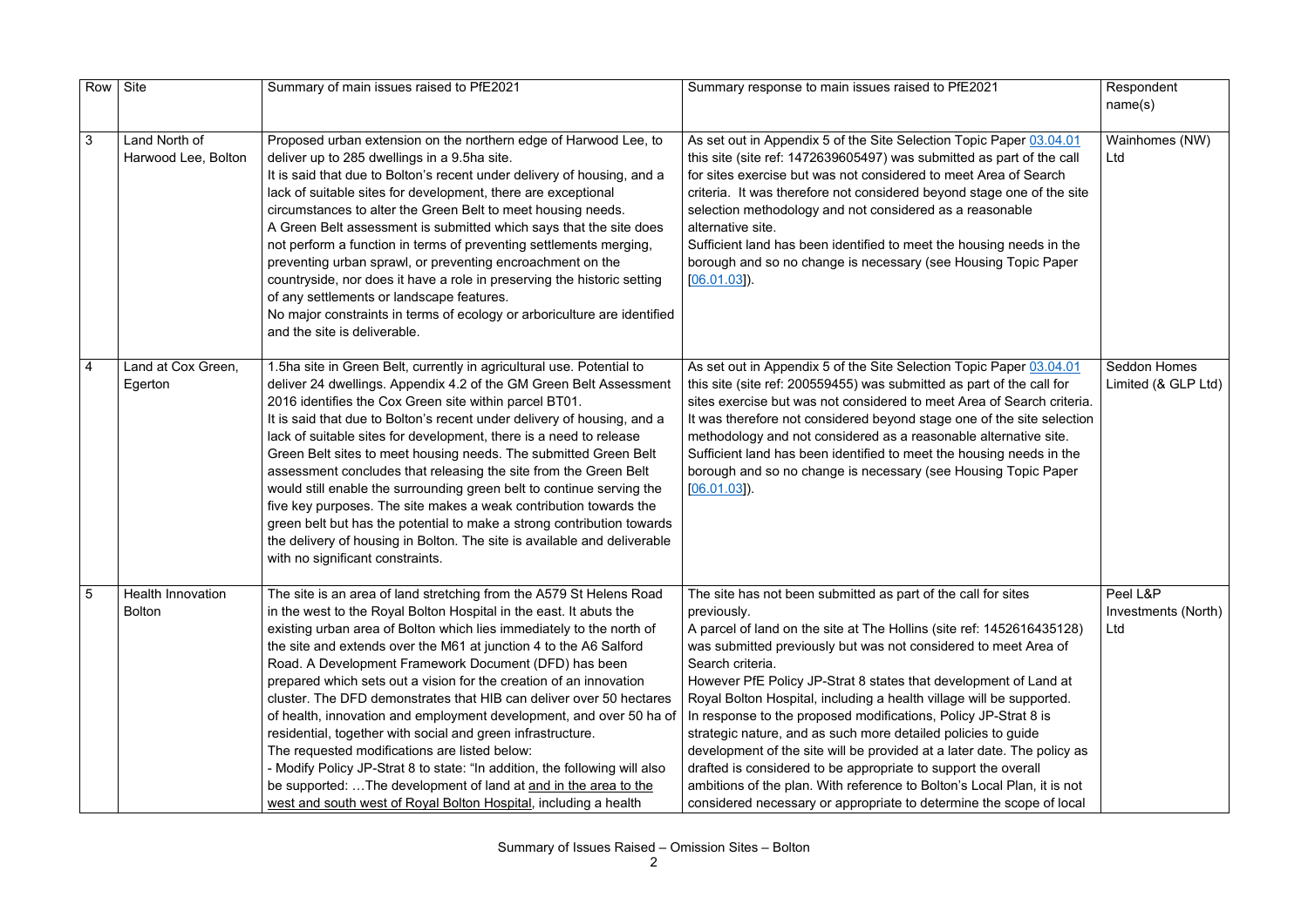| Row | Site | Summary of main issues raised to PfE2021 | Summary response to main issues raised to PfE2021 | Respondent name(s) |
| --- | --- | --- | --- | --- |
| 3 | Land North of Harwood Lee, Bolton | Proposed urban extension on the northern edge of Harwood Lee, to deliver up to 285 dwellings in a 9.5ha site.<br>It is said that due to Bolton's recent under delivery of housing, and a lack of suitable sites for development, there are exceptional circumstances to alter the Green Belt to meet housing needs.<br>A Green Belt assessment is submitted which says that the site does not perform a function in terms of preventing settlements merging, preventing urban sprawl, or preventing encroachment on the countryside, nor does it have a role in preserving the historic setting of any settlements or landscape features.<br>No major constraints in terms of ecology or arboriculture are identified and the site is deliverable. | As set out in Appendix 5 of the Site Selection Topic Paper 03.04.01 this site (site ref: 1472639605497) was submitted as part of the call for sites exercise but was not considered to meet Area of Search criteria. It was therefore not considered beyond stage one of the site selection methodology and not considered as a reasonable alternative site.<br>Sufficient land has been identified to meet the housing needs in the borough and so no change is necessary (see Housing Topic Paper [06.01.03]). | Wainhomes (NW) Ltd |
| 4 | Land at Cox Green, Egerton | 1.5ha site in Green Belt, currently in agricultural use. Potential to deliver 24 dwellings. Appendix 4.2 of the GM Green Belt Assessment 2016 identifies the Cox Green site within parcel BT01.<br>It is said that due to Bolton's recent under delivery of housing, and a lack of suitable sites for development, there is a need to release Green Belt sites to meet housing needs. The submitted Green Belt assessment concludes that releasing the site from the Green Belt would still enable the surrounding green belt to continue serving the five key purposes. The site makes a weak contribution towards the green belt but has the potential to make a strong contribution towards the delivery of housing in Bolton. The site is available and deliverable with no significant constraints. | As set out in Appendix 5 of the Site Selection Topic Paper 03.04.01 this site (site ref: 200559455) was submitted as part of the call for sites exercise but was not considered to meet Area of Search criteria. It was therefore not considered beyond stage one of the site selection methodology and not considered as a reasonable alternative site.<br>Sufficient land has been identified to meet the housing needs in the borough and so no change is necessary (see Housing Topic Paper [06.01.03]). | Seddon Homes Limited (& GLP Ltd) |
| 5 | Health Innovation Bolton | The site is an area of land stretching from the A579 St Helens Road in the west to the Royal Bolton Hospital in the east. It abuts the existing urban area of Bolton which lies immediately to the north of the site and extends over the M61 at junction 4 to the A6 Salford Road. A Development Framework Document (DFD) has been prepared which sets out a vision for the creation of an innovation cluster. The DFD demonstrates that HIB can deliver over 50 hectares of health, innovation and employment development, and over 50 ha of residential, together with social and green infrastructure.<br>The requested modifications are listed below:<br>- Modify Policy JP-Strat 8 to state: "In addition, the following will also be supported: …The development of land at <u>and in the area to the west and south west of Royal Bolton Hospital</u>, including a health | The site has not been submitted as part of the call for sites previously.<br>A parcel of land on the site at The Hollins (site ref: 1452616435128) was submitted previously but was not considered to meet Area of Search criteria.<br>However PfE Policy JP-Strat 8 states that development of Land at Royal Bolton Hospital, including a health village will be supported.<br>In response to the proposed modifications, Policy JP-Strat 8 is strategic nature, and as such more detailed policies to guide development of the site will be provided at a later date. The policy as drafted is considered to be appropriate to support the overall ambitions of the plan. With reference to Bolton's Local Plan, it is not considered necessary or appropriate to determine the scope of local | Peel L&P Investments (North) Ltd |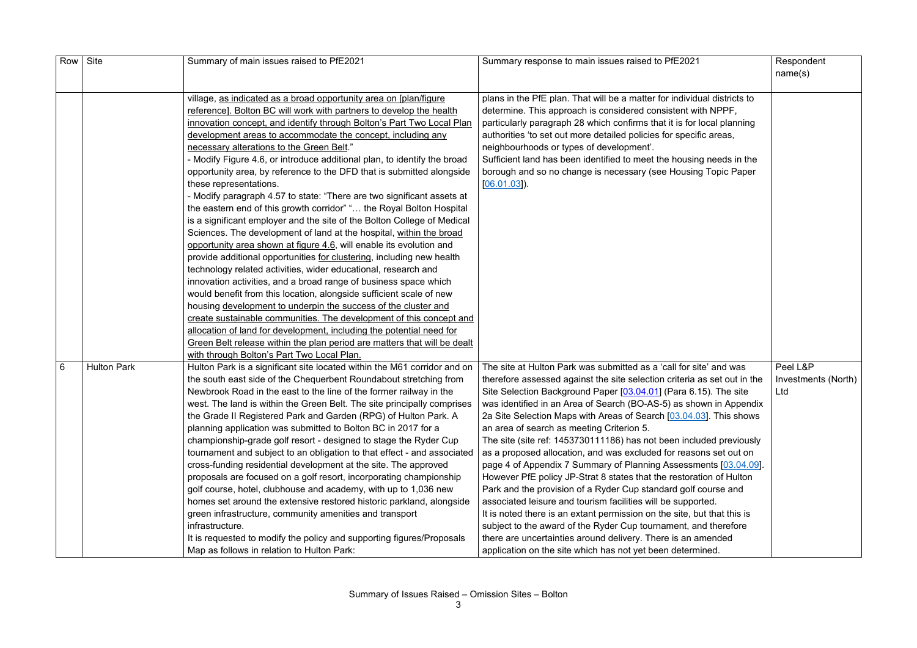| Row | Site | Summary of main issues raised to PfE2021 | Summary response to main issues raised to PfE2021 | Respondent name(s) |
|---|---|---|---|---|
| | | village, as indicated as a broad opportunity area on [plan/figure reference]. Bolton BC will work with partners to develop the health innovation concept, and identify through Bolton's Part Two Local Plan development areas to accommodate the concept, including any necessary alterations to the Green Belt."<br>- Modify Figure 4.6, or introduce additional plan, to identify the broad opportunity area, by reference to the DFD that is submitted alongside these representations.<br>- Modify paragraph 4.57 to state: "There are two significant assets at the eastern end of this growth corridor" "… the Royal Bolton Hospital is a significant employer and the site of the Bolton College of Medical Sciences. The development of land at the hospital, within the broad opportunity area shown at figure 4.6, will enable its evolution and provide additional opportunities for clustering, including new health technology related activities, wider educational, research and innovation activities, and a broad range of business space which would benefit from this location, alongside sufficient scale of new housing development to underpin the success of the cluster and create sustainable communities. The development of this concept and allocation of land for development, including the potential need for Green Belt release within the plan period are matters that will be dealt with through Bolton's Part Two Local Plan. | plans in the PfE plan. That will be a matter for individual districts to determine. This approach is considered consistent with NPPF, particularly paragraph 28 which confirms that it is for local planning authorities 'to set out more detailed policies for specific areas, neighbourhoods or types of development'.<br>Sufficient land has been identified to meet the housing needs in the borough and so no change is necessary (see Housing Topic Paper [06.01.03]). | |
| 6 | Hulton Park | Hulton Park is a significant site located within the M61 corridor and on the south east side of the Chequerbent Roundabout stretching from Newbrook Road in the east to the line of the former railway in the west. The land is within the Green Belt. The site principally comprises the Grade II Registered Park and Garden (RPG) of Hulton Park. A planning application was submitted to Bolton BC in 2017 for a championship-grade golf resort - designed to stage the Ryder Cup tournament and subject to an obligation to that effect - and associated cross-funding residential development at the site. The approved proposals are focused on a golf resort, incorporating championship golf course, hotel, clubhouse and academy, with up to 1,036 new homes set around the extensive restored historic parkland, alongside green infrastructure, community amenities and transport infrastructure.<br>It is requested to modify the policy and supporting figures/Proposals Map as follows in relation to Hulton Park: | The site at Hulton Park was submitted as a 'call for site' and was therefore assessed against the site selection criteria as set out in the Site Selection Background Paper [03.04.01] (Para 6.15). The site was identified in an Area of Search (BO-AS-5) as shown in Appendix 2a Site Selection Maps with Areas of Search [03.04.03]. This shows an area of search as meeting Criterion 5.<br>The site (site ref: 1453730111186) has not been included previously as a proposed allocation, and was excluded for reasons set out on page 4 of Appendix 7 Summary of Planning Assessments [03.04.09]. However PfE policy JP-Strat 8 states that the restoration of Hulton Park and the provision of a Ryder Cup standard golf course and associated leisure and tourism facilities will be supported.<br>It is noted there is an extant permission on the site, but that this is subject to the award of the Ryder Cup tournament, and therefore there are uncertainties around delivery. There is an amended application on the site which has not yet been determined. | Peel L&P Investments (North) Ltd |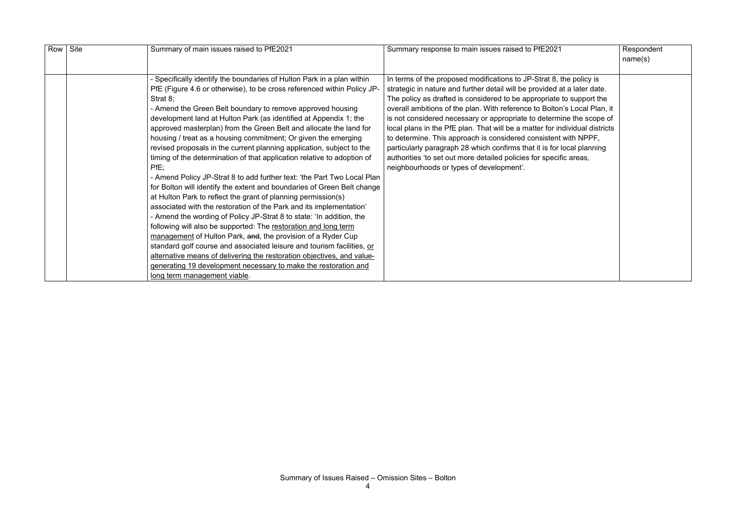| Row | Site | Summary of main issues raised to PfE2021 | Summary response to main issues raised to PfE2021 | Respondent name(s) |
|---|---|---|---|---|
| | | - Specifically identify the boundaries of Hulton Park in a plan within PfE (Figure 4.6 or otherwise), to be cross referenced within Policy JP-Strat 8;<br>- Amend the Green Belt boundary to remove approved housing development land at Hulton Park (as identified at Appendix 1; the approved masterplan) from the Green Belt and allocate the land for housing / treat as a housing commitment; Or given the emerging revised proposals in the current planning application, subject to the timing of the determination of that application relative to adoption of PfE;<br>- Amend Policy JP-Strat 8 to add further text: 'the Part Two Local Plan for Bolton will identify the extent and boundaries of Green Belt change at Hulton Park to reflect the grant of planning permission(s) associated with the restoration of the Park and its implementation'<br>- Amend the wording of Policy JP-Strat 8 to state: 'In addition, the following will also be supported: The <u>restoration and long term management</u> of Hulton Park, ~~and~~, the provision of a Ryder Cup standard golf course and associated leisure and tourism facilities, <u>or alternative means of delivering the restoration objectives, and value-generating 19 development necessary to make the restoration and long term management viable</u>. | In terms of the proposed modifications to JP-Strat 8, the policy is strategic in nature and further detail will be provided at a later date. The policy as drafted is considered to be appropriate to support the overall ambitions of the plan. With reference to Bolton's Local Plan, it is not considered necessary or appropriate to determine the scope of local plans in the PfE plan. That will be a matter for individual districts to determine. This approach is considered consistent with NPPF, particularly paragraph 28 which confirms that it is for local planning authorities 'to set out more detailed policies for specific areas, neighbourhoods or types of development'. | |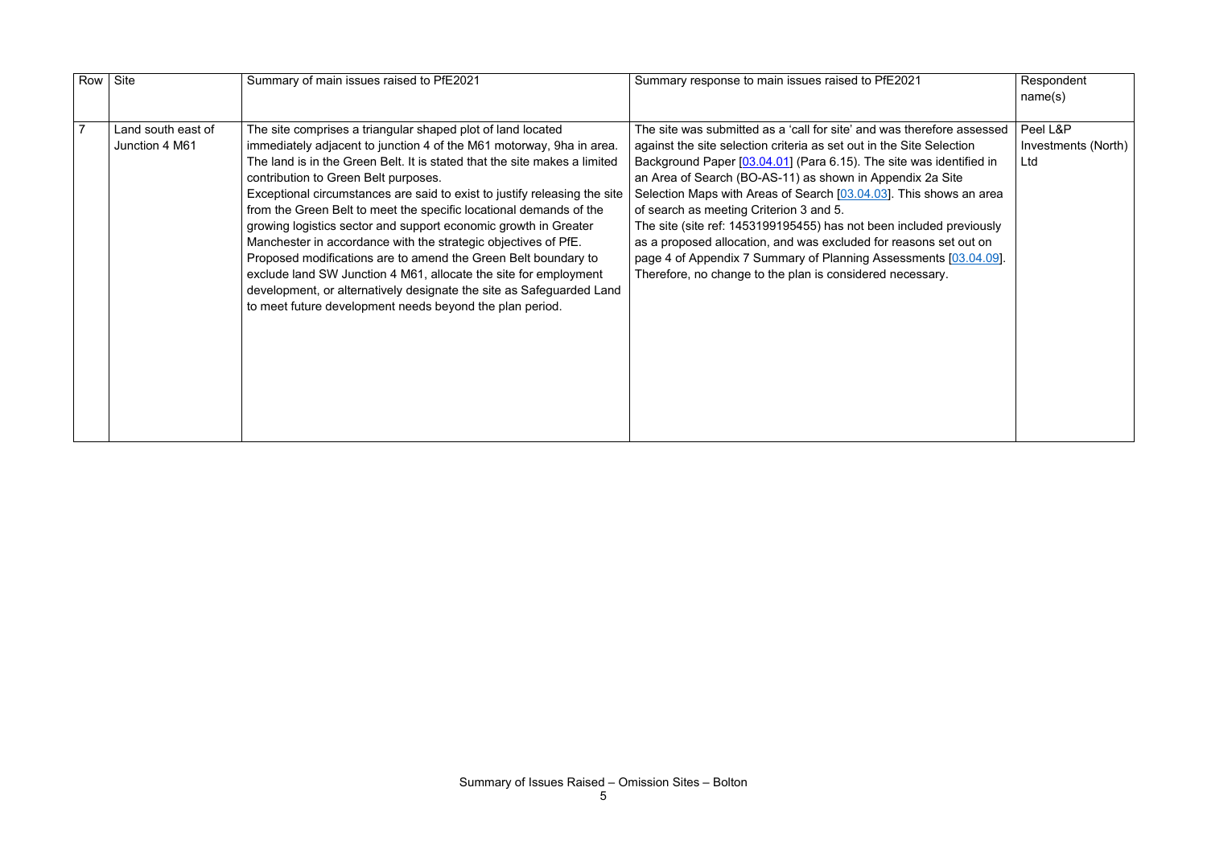| Row | Site | Summary of main issues raised to PfE2021 | Summary response to main issues raised to PfE2021 | Respondent name(s) |
|---|---|---|---|---|
| 7 | Land south east of Junction 4 M61 | The site comprises a triangular shaped plot of land located immediately adjacent to junction 4 of the M61 motorway, 9ha in area. The land is in the Green Belt. It is stated that the site makes a limited contribution to Green Belt purposes.<br>Exceptional circumstances are said to exist to justify releasing the site from the Green Belt to meet the specific locational demands of the growing logistics sector and support economic growth in Greater Manchester in accordance with the strategic objectives of PfE.<br>Proposed modifications are to amend the Green Belt boundary to exclude land SW Junction 4 M61, allocate the site for employment development, or alternatively designate the site as Safeguarded Land to meet future development needs beyond the plan period. | The site was submitted as a 'call for site' and was therefore assessed against the site selection criteria as set out in the Site Selection Background Paper [03.04.01] (Para 6.15). The site was identified in an Area of Search (BO-AS-11) as shown in Appendix 2a Site Selection Maps with Areas of Search [03.04.03]. This shows an area of search as meeting Criterion 3 and 5.<br>The site (site ref: 1453199195455) has not been included previously as a proposed allocation, and was excluded for reasons set out on page 4 of Appendix 7 Summary of Planning Assessments [03.04.09]. Therefore, no change to the plan is considered necessary. | Peel L&P Investments (North) Ltd |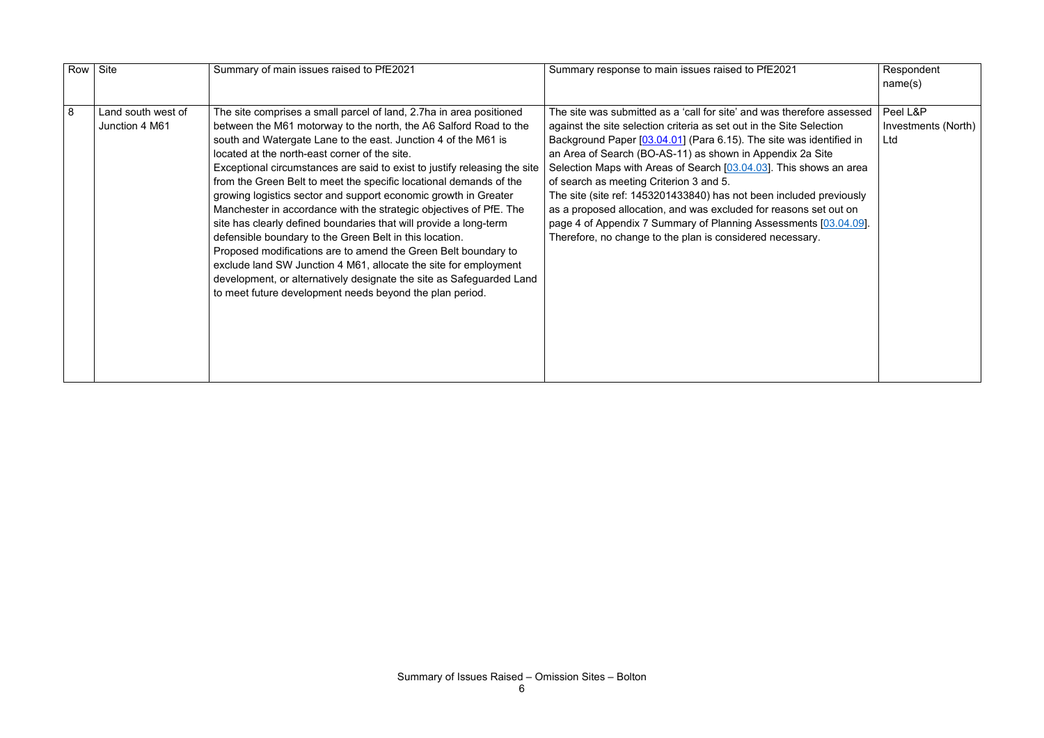| Row | Site | Summary of main issues raised to PfE2021 | Summary response to main issues raised to PfE2021 | Respondent name(s) |
|---|---|---|---|---|
| 8 | Land south west of Junction 4 M61 | The site comprises a small parcel of land, 2.7ha in area positioned between the M61 motorway to the north, the A6 Salford Road to the south and Watergate Lane to the east. Junction 4 of the M61 is located at the north-east corner of the site.<br>Exceptional circumstances are said to exist to justify releasing the site from the Green Belt to meet the specific locational demands of the growing logistics sector and support economic growth in Greater Manchester in accordance with the strategic objectives of PfE. The site has clearly defined boundaries that will provide a long-term defensible boundary to the Green Belt in this location.<br>Proposed modifications are to amend the Green Belt boundary to exclude land SW Junction 4 M61, allocate the site for employment development, or alternatively designate the site as Safeguarded Land to meet future development needs beyond the plan period. | The site was submitted as a 'call for site' and was therefore assessed against the site selection criteria as set out in the Site Selection Background Paper [03.04.01] (Para 6.15). The site was identified in an Area of Search (BO-AS-11) as shown in Appendix 2a Site Selection Maps with Areas of Search [03.04.03]. This shows an area of search as meeting Criterion 3 and 5.<br>The site (site ref: 1453201433840) has not been included previously as a proposed allocation, and was excluded for reasons set out on page 4 of Appendix 7 Summary of Planning Assessments [03.04.09]. Therefore, no change to the plan is considered necessary. | Peel L&P Investments (North) Ltd |

Summary of Issues Raised – Omission Sites – Bolton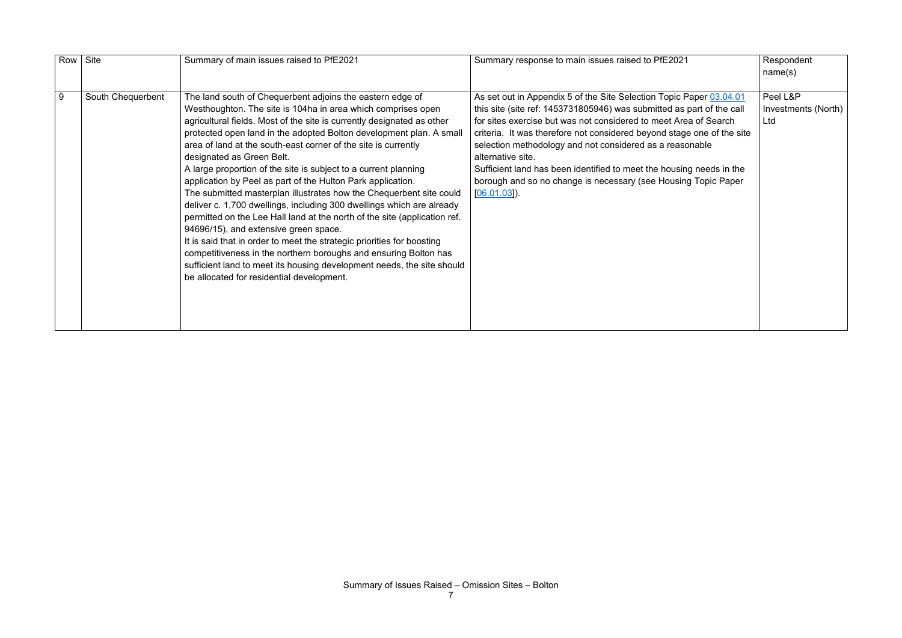| Row | Site | Summary of main issues raised to PfE2021 | Summary response to main issues raised to PfE2021 | Respondent name(s) |
|---|---|---|---|---|
| 9 | South Chequerbent | The land south of Chequerbent adjoins the eastern edge of Westhoughton. The site is 104ha in area which comprises open agricultural fields. Most of the site is currently designated as other protected open land in the adopted Bolton development plan. A small area of land at the south-east corner of the site is currently designated as Green Belt.<br>A large proportion of the site is subject to a current planning application by Peel as part of the Hulton Park application.<br>The submitted masterplan illustrates how the Chequerbent site could deliver c. 1,700 dwellings, including 300 dwellings which are already permitted on the Lee Hall land at the north of the site (application ref. 94696/15), and extensive green space.<br>It is said that in order to meet the strategic priorities for boosting competitiveness in the northern boroughs and ensuring Bolton has sufficient land to meet its housing development needs, the site should be allocated for residential development. | As set out in Appendix 5 of the Site Selection Topic Paper 03.04.01 this site (site ref: 1453731805946) was submitted as part of the call for sites exercise but was not considered to meet Area of Search criteria. It was therefore not considered beyond stage one of the site selection methodology and not considered as a reasonable alternative site.<br>Sufficient land has been identified to meet the housing needs in the borough and so no change is necessary (see Housing Topic Paper [06.01.03]). | Peel L&P Investments (North) Ltd |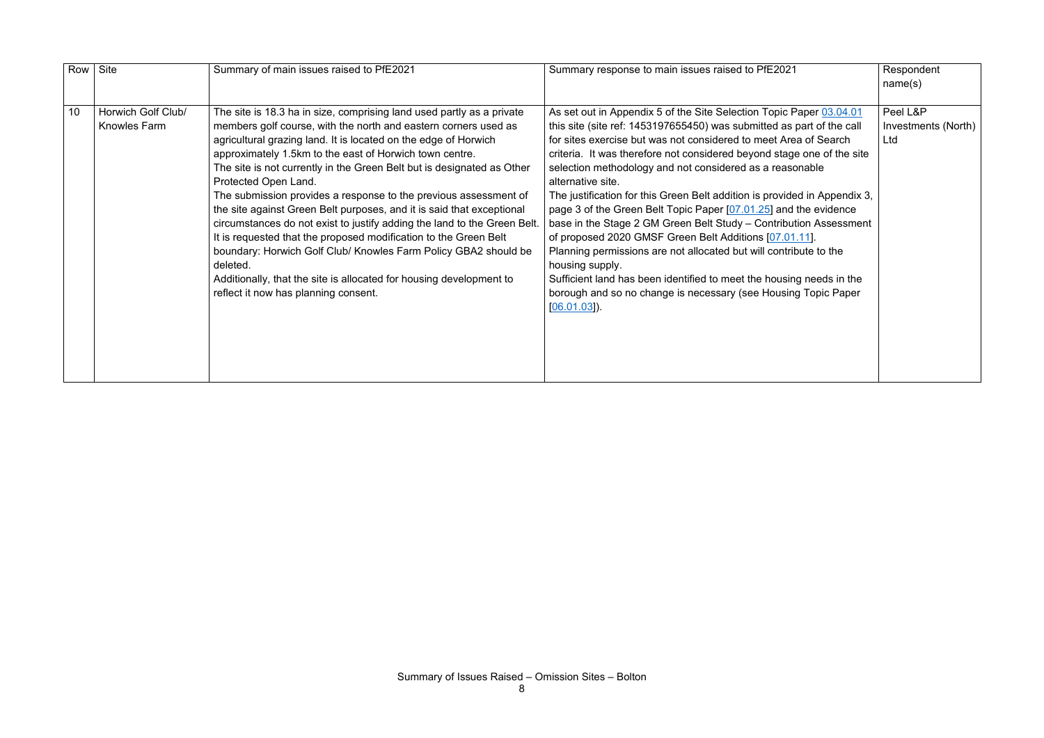| Row | Site | Summary of main issues raised to PfE2021 | Summary response to main issues raised to PfE2021 | Respondent name(s) |
|---|---|---|---|---|
| 10 | Horwich Golf Club/ Knowles Farm | The site is 18.3 ha in size, comprising land used partly as a private members golf course, with the north and eastern corners used as agricultural grazing land. It is located on the edge of Horwich approximately 1.5km to the east of Horwich town centre.<br>The site is not currently in the Green Belt but is designated as Other Protected Open Land.<br>The submission provides a response to the previous assessment of the site against Green Belt purposes, and it is said that exceptional circumstances do not exist to justify adding the land to the Green Belt. It is requested that the proposed modification to the Green Belt boundary: Horwich Golf Club/ Knowles Farm Policy GBA2 should be deleted.<br>Additionally, that the site is allocated for housing development to reflect it now has planning consent. | As set out in Appendix 5 of the Site Selection Topic Paper 03.04.01 this site (site ref: 1453197655450) was submitted as part of the call for sites exercise but was not considered to meet Area of Search criteria. It was therefore not considered beyond stage one of the site selection methodology and not considered as a reasonable alternative site.<br>The justification for this Green Belt addition is provided in Appendix 3, page 3 of the Green Belt Topic Paper [07.01.25] and the evidence base in the Stage 2 GM Green Belt Study – Contribution Assessment of proposed 2020 GMSF Green Belt Additions [07.01.11].<br>Planning permissions are not allocated but will contribute to the housing supply.<br>Sufficient land has been identified to meet the housing needs in the borough and so no change is necessary (see Housing Topic Paper [06.01.03]). | Peel L&P Investments (North) Ltd |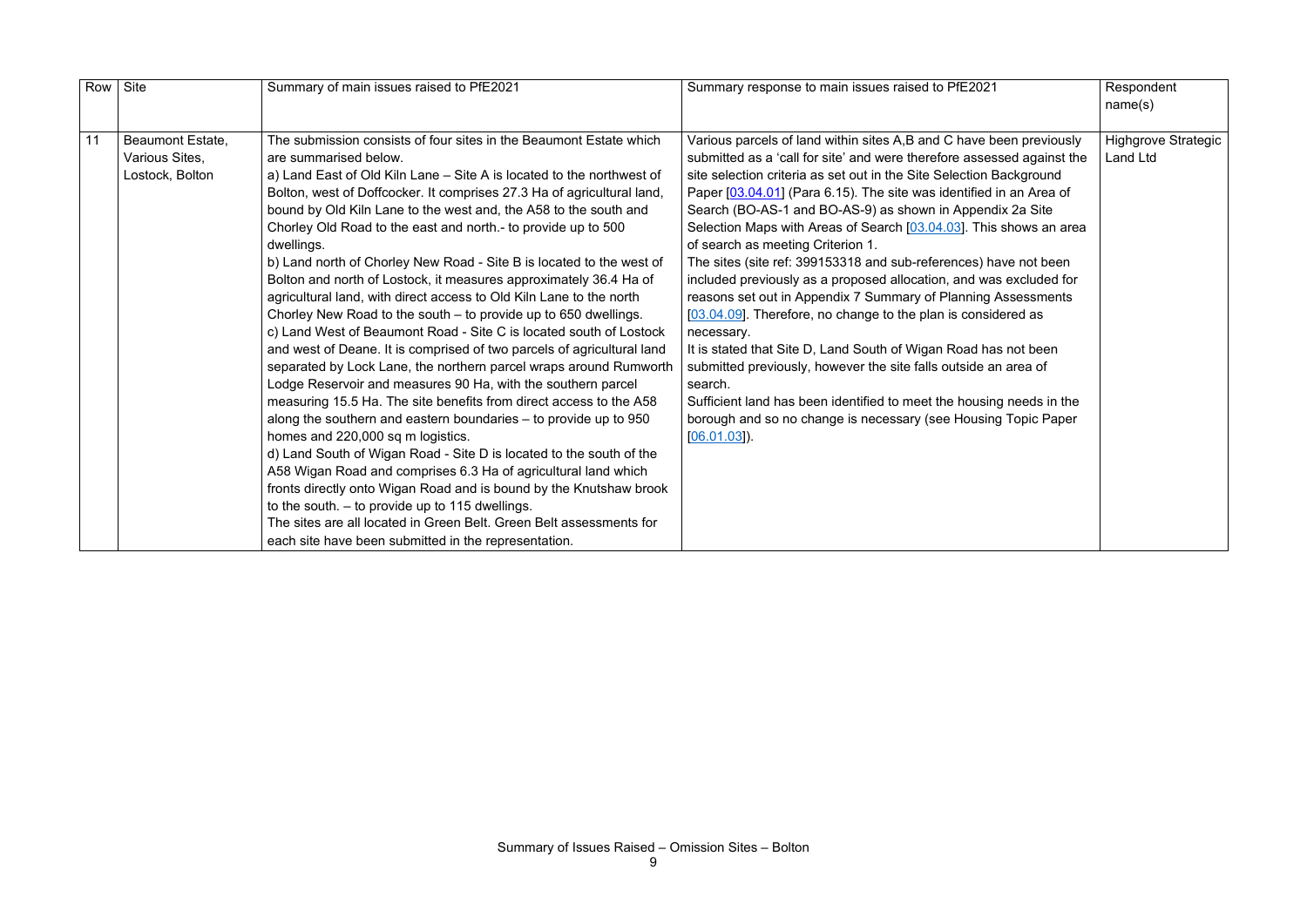| Row | Site | Summary of main issues raised to PfE2021 | Summary response to main issues raised to PfE2021 | Respondent name(s) |
|---|---|---|---|---|
| 11 | Beaumont Estate, Various Sites, Lostock, Bolton | The submission consists of four sites in the Beaumont Estate which are summarised below.<br>a) Land East of Old Kiln Lane – Site A is located to the northwest of Bolton, west of Doffcocker. It comprises 27.3 Ha of agricultural land, bound by Old Kiln Lane to the west and, the A58 to the south and Chorley Old Road to the east and north.- to provide up to 500 dwellings.<br>b) Land north of Chorley New Road - Site B is located to the west of Bolton and north of Lostock, it measures approximately 36.4 Ha of agricultural land, with direct access to Old Kiln Lane to the north Chorley New Road to the south – to provide up to 650 dwellings.<br>c) Land West of Beaumont Road - Site C is located south of Lostock and west of Deane. It is comprised of two parcels of agricultural land separated by Lock Lane, the northern parcel wraps around Rumworth Lodge Reservoir and measures 90 Ha, with the southern parcel measuring 15.5 Ha. The site benefits from direct access to the A58 along the southern and eastern boundaries – to provide up to 950 homes and 220,000 sq m logistics.<br>d) Land South of Wigan Road - Site D is located to the south of the A58 Wigan Road and comprises 6.3 Ha of agricultural land which fronts directly onto Wigan Road and is bound by the Knutshaw brook to the south. – to provide up to 115 dwellings.<br>The sites are all located in Green Belt. Green Belt assessments for each site have been submitted in the representation. | Various parcels of land within sites A,B and C have been previously submitted as a 'call for site' and were therefore assessed against the site selection criteria as set out in the Site Selection Background Paper [03.04.01] (Para 6.15). The site was identified in an Area of Search (BO-AS-1 and BO-AS-9) as shown in Appendix 2a Site Selection Maps with Areas of Search [03.04.03]. This shows an area of search as meeting Criterion 1.<br>The sites (site ref: 399153318 and sub-references) have not been included previously as a proposed allocation, and was excluded for reasons set out in Appendix 7 Summary of Planning Assessments [03.04.09]. Therefore, no change to the plan is considered as necessary.<br>It is stated that Site D, Land South of Wigan Road has not been submitted previously, however the site falls outside an area of search.<br>Sufficient land has been identified to meet the housing needs in the borough and so no change is necessary (see Housing Topic Paper [06.01.03]). | Highgrove Strategic Land Ltd |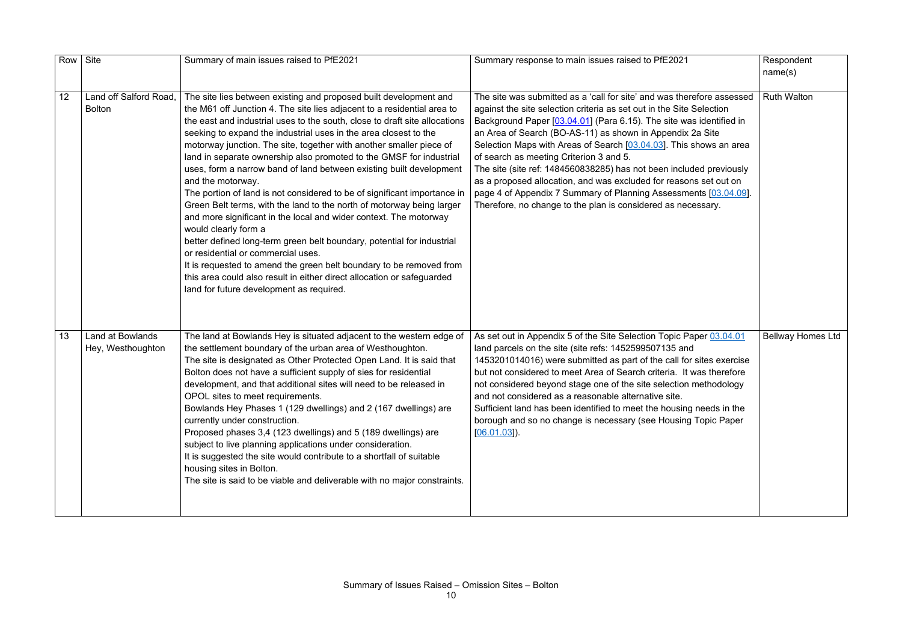| Row | Site | Summary of main issues raised to PfE2021 | Summary response to main issues raised to PfE2021 | Respondent name(s) |
|---|---|---|---|---|
| 12 | Land off Salford Road, Bolton | The site lies between existing and proposed built development and the M61 off Junction 4. The site lies adjacent to a residential area to the east and industrial uses to the south, close to draft site allocations seeking to expand the industrial uses in the area closest to the motorway junction. The site, together with another smaller piece of land in separate ownership also promoted to the GMSF for industrial uses, form a narrow band of land between existing built development and the motorway.<br>The portion of land is not considered to be of significant importance in Green Belt terms, with the land to the north of motorway being larger and more significant in the local and wider context. The motorway would clearly form a<br>better defined long-term green belt boundary, potential for industrial or residential or commercial uses.<br>It is requested to amend the green belt boundary to be removed from this area could also result in either direct allocation or safeguarded land for future development as required. | The site was submitted as a 'call for site' and was therefore assessed against the site selection criteria as set out in the Site Selection Background Paper [03.04.01] (Para 6.15). The site was identified in an Area of Search (BO-AS-11) as shown in Appendix 2a Site Selection Maps with Areas of Search [03.04.03]. This shows an area of search as meeting Criterion 3 and 5.<br>The site (site ref: 1484560838285) has not been included previously as a proposed allocation, and was excluded for reasons set out on page 4 of Appendix 7 Summary of Planning Assessments [03.04.09]. Therefore, no change to the plan is considered as necessary. | Ruth Walton |
| 13 | Land at Bowlands Hey, Westhoughton | The land at Bowlands Hey is situated adjacent to the western edge of the settlement boundary of the urban area of Westhoughton.<br>The site is designated as Other Protected Open Land. It is said that Bolton does not have a sufficient supply of sies for residential development, and that additional sites will need to be released in OPOL sites to meet requirements.<br>Bowlands Hey Phases 1 (129 dwellings) and 2 (167 dwellings) are currently under construction.<br>Proposed phases 3,4 (123 dwellings) and 5 (189 dwellings) are subject to live planning applications under consideration.<br>It is suggested the site would contribute to a shortfall of suitable housing sites in Bolton.<br>The site is said to be viable and deliverable with no major constraints. | As set out in Appendix 5 of the Site Selection Topic Paper 03.04.01 land parcels on the site (site refs: 1452599507135 and 1453201014016) were submitted as part of the call for sites exercise but not considered to meet Area of Search criteria. It was therefore not considered beyond stage one of the site selection methodology and not considered as a reasonable alternative site.<br>Sufficient land has been identified to meet the housing needs in the borough and so no change is necessary (see Housing Topic Paper [06.01.03]). | Bellway Homes Ltd |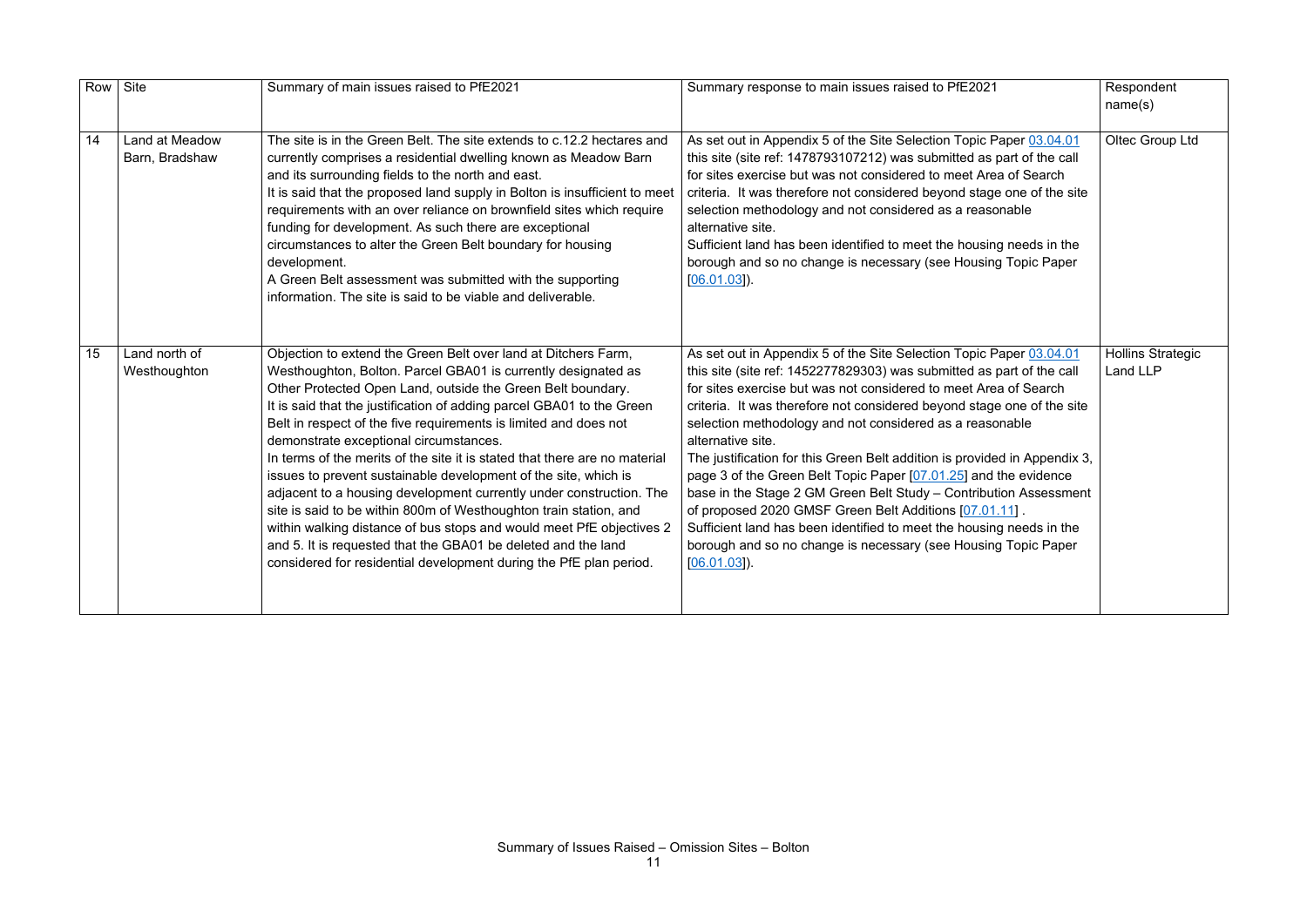| Row | Site | Summary of main issues raised to PfE2021 | Summary response to main issues raised to PfE2021 | Respondent name(s) |
|---|---|---|---|---|
| 14 | Land at Meadow Barn, Bradshaw | The site is in the Green Belt. The site extends to c.12.2 hectares and currently comprises a residential dwelling known as Meadow Barn and its surrounding fields to the north and east.<br>It is said that the proposed land supply in Bolton is insufficient to meet requirements with an over reliance on brownfield sites which require funding for development. As such there are exceptional circumstances to alter the Green Belt boundary for housing development.<br>A Green Belt assessment was submitted with the supporting information. The site is said to be viable and deliverable. | As set out in Appendix 5 of the Site Selection Topic Paper 03.04.01 this site (site ref: 1478793107212) was submitted as part of the call for sites exercise but was not considered to meet Area of Search criteria. It was therefore not considered beyond stage one of the site selection methodology and not considered as a reasonable alternative site.<br>Sufficient land has been identified to meet the housing needs in the borough and so no change is necessary (see Housing Topic Paper [06.01.03]). | Oltec Group Ltd |
| 15 | Land north of Westhoughton | Objection to extend the Green Belt over land at Ditchers Farm, Westhoughton, Bolton. Parcel GBA01 is currently designated as Other Protected Open Land, outside the Green Belt boundary.<br>It is said that the justification of adding parcel GBA01 to the Green Belt in respect of the five requirements is limited and does not demonstrate exceptional circumstances.<br>In terms of the merits of the site it is stated that there are no material issues to prevent sustainable development of the site, which is adjacent to a housing development currently under construction. The site is said to be within 800m of Westhoughton train station, and within walking distance of bus stops and would meet PfE objectives 2 and 5. It is requested that the GBA01 be deleted and the land considered for residential development during the PfE plan period. | As set out in Appendix 5 of the Site Selection Topic Paper 03.04.01 this site (site ref: 1452277829303) was submitted as part of the call for sites exercise but was not considered to meet Area of Search criteria. It was therefore not considered beyond stage one of the site selection methodology and not considered as a reasonable alternative site.<br>The justification for this Green Belt addition is provided in Appendix 3, page 3 of the Green Belt Topic Paper [07.01.25] and the evidence base in the Stage 2 GM Green Belt Study – Contribution Assessment of proposed 2020 GMSF Green Belt Additions [07.01.11] .<br>Sufficient land has been identified to meet the housing needs in the borough and so no change is necessary (see Housing Topic Paper [06.01.03]). | Hollins Strategic Land LLP |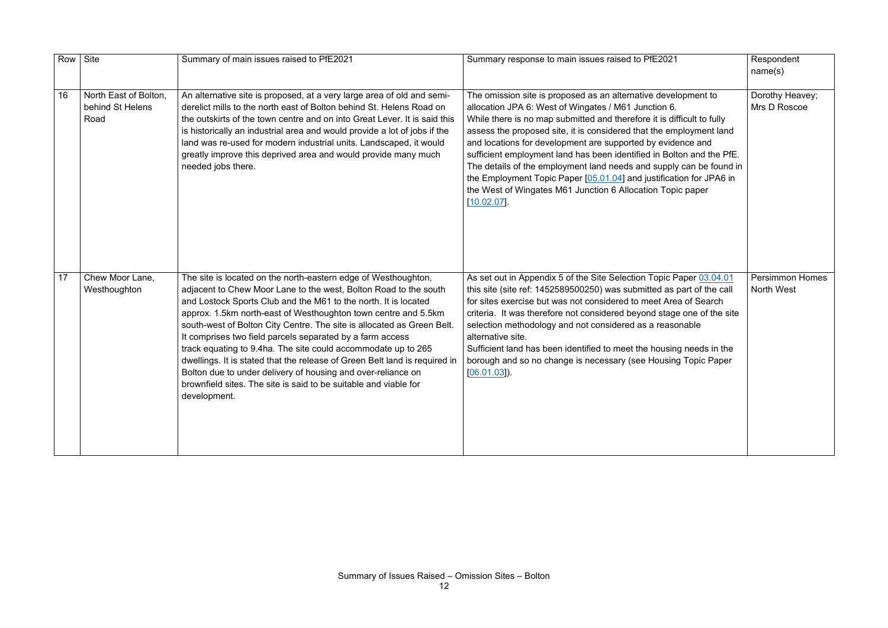| Row | Site | Summary of main issues raised to PfE2021 | Summary response to main issues raised to PfE2021 | Respondent name(s) |
|---|---|---|---|---|
| 16 | North East of Bolton, behind St Helens Road | An alternative site is proposed, at a very large area of old and semi-derelict mills to the north east of Bolton behind St. Helens Road on the outskirts of the town centre and on into Great Lever. It is said this is historically an industrial area and would provide a lot of jobs if the land was re-used for modern industrial units. Landscaped, it would greatly improve this deprived area and would provide many much needed jobs there. | The omission site is proposed as an alternative development to allocation JPA 6: West of Wingates / M61 Junction 6. While there is no map submitted and therefore it is difficult to fully assess the proposed site, it is considered that the employment land and locations for development are supported by evidence and sufficient employment land has been identified in Bolton and the PfE. The details of the employment land needs and supply can be found in the Employment Topic Paper [05.01.04] and justification for JPA6 in the West of Wingates M61 Junction 6 Allocation Topic paper [10.02.07]. | Dorothy Heavey; Mrs D Roscoe |
| 17 | Chew Moor Lane, Westhoughton | The site is located on the north-eastern edge of Westhoughton, adjacent to Chew Moor Lane to the west, Bolton Road to the south and Lostock Sports Club and the M61 to the north. It is located approx. 1.5km north-east of Westhoughton town centre and 5.5km south-west of Bolton City Centre. The site is allocated as Green Belt. It comprises two field parcels separated by a farm access track equating to 9.4ha. The site could accommodate up to 265 dwellings. It is stated that the release of Green Belt land is required in Bolton due to under delivery of housing and over-reliance on brownfield sites. The site is said to be suitable and viable for development. | As set out in Appendix 5 of the Site Selection Topic Paper 03.04.01 this site (site ref: 1452589500250) was submitted as part of the call for sites exercise but was not considered to meet Area of Search criteria. It was therefore not considered beyond stage one of the site selection methodology and not considered as a reasonable alternative site.<br>Sufficient land has been identified to meet the housing needs in the borough and so no change is necessary (see Housing Topic Paper [06.01.03]). | Persimmon Homes North West |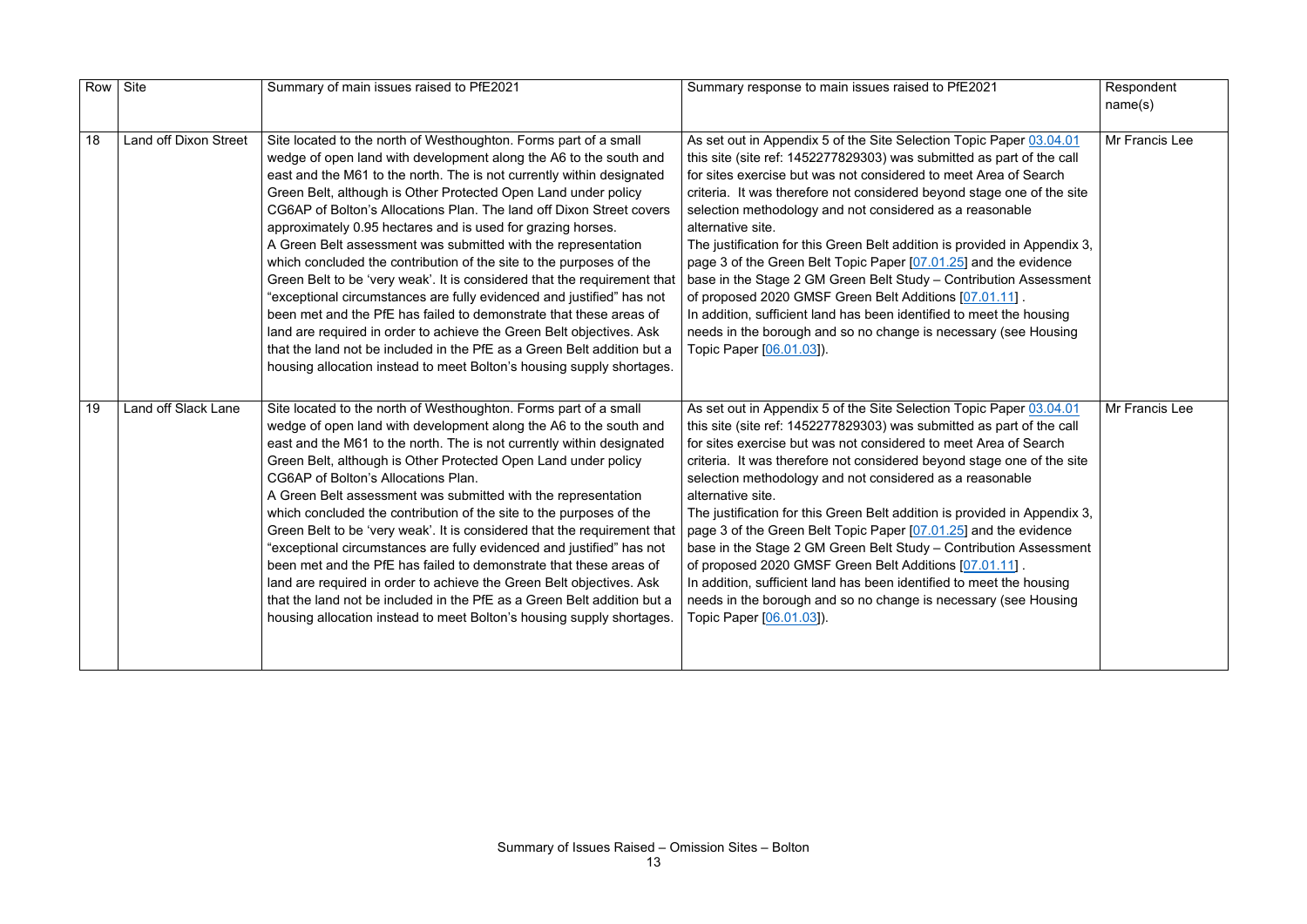| Row | Site | Summary of main issues raised to PfE2021 | Summary response to main issues raised to PfE2021 | Respondent name(s) |
|---|---|---|---|---|
| 18 | Land off Dixon Street | Site located to the north of Westhoughton. Forms part of a small wedge of open land with development along the A6 to the south and east and the M61 to the north. The is not currently within designated Green Belt, although is Other Protected Open Land under policy CG6AP of Bolton's Allocations Plan. The land off Dixon Street covers approximately 0.95 hectares and is used for grazing horses.<br>A Green Belt assessment was submitted with the representation which concluded the contribution of the site to the purposes of the Green Belt to be 'very weak'. It is considered that the requirement that "exceptional circumstances are fully evidenced and justified" has not been met and the PfE has failed to demonstrate that these areas of land are required in order to achieve the Green Belt objectives. Ask that the land not be included in the PfE as a Green Belt addition but a housing allocation instead to meet Bolton's housing supply shortages. | As set out in Appendix 5 of the Site Selection Topic Paper 03.04.01 this site (site ref: 1452277829303) was submitted as part of the call for sites exercise but was not considered to meet Area of Search criteria. It was therefore not considered beyond stage one of the site selection methodology and not considered as a reasonable alternative site.<br>The justification for this Green Belt addition is provided in Appendix 3, page 3 of the Green Belt Topic Paper [07.01.25] and the evidence base in the Stage 2 GM Green Belt Study – Contribution Assessment of proposed 2020 GMSF Green Belt Additions [07.01.11] .<br>In addition, sufficient land has been identified to meet the housing needs in the borough and so no change is necessary (see Housing Topic Paper [06.01.03]). | Mr Francis Lee |
| 19 | Land off Slack Lane | Site located to the north of Westhoughton. Forms part of a small wedge of open land with development along the A6 to the south and east and the M61 to the north. The is not currently within designated Green Belt, although is Other Protected Open Land under policy CG6AP of Bolton's Allocations Plan.<br>A Green Belt assessment was submitted with the representation which concluded the contribution of the site to the purposes of the Green Belt to be 'very weak'. It is considered that the requirement that "exceptional circumstances are fully evidenced and justified" has not been met and the PfE has failed to demonstrate that these areas of land are required in order to achieve the Green Belt objectives. Ask that the land not be included in the PfE as a Green Belt addition but a housing allocation instead to meet Bolton's housing supply shortages. | As set out in Appendix 5 of the Site Selection Topic Paper 03.04.01 this site (site ref: 1452277829303) was submitted as part of the call for sites exercise but was not considered to meet Area of Search criteria. It was therefore not considered beyond stage one of the site selection methodology and not considered as a reasonable alternative site.<br>The justification for this Green Belt addition is provided in Appendix 3, page 3 of the Green Belt Topic Paper [07.01.25] and the evidence base in the Stage 2 GM Green Belt Study – Contribution Assessment of proposed 2020 GMSF Green Belt Additions [07.01.11] .<br>In addition, sufficient land has been identified to meet the housing needs in the borough and so no change is necessary (see Housing Topic Paper [06.01.03]). | Mr Francis Lee |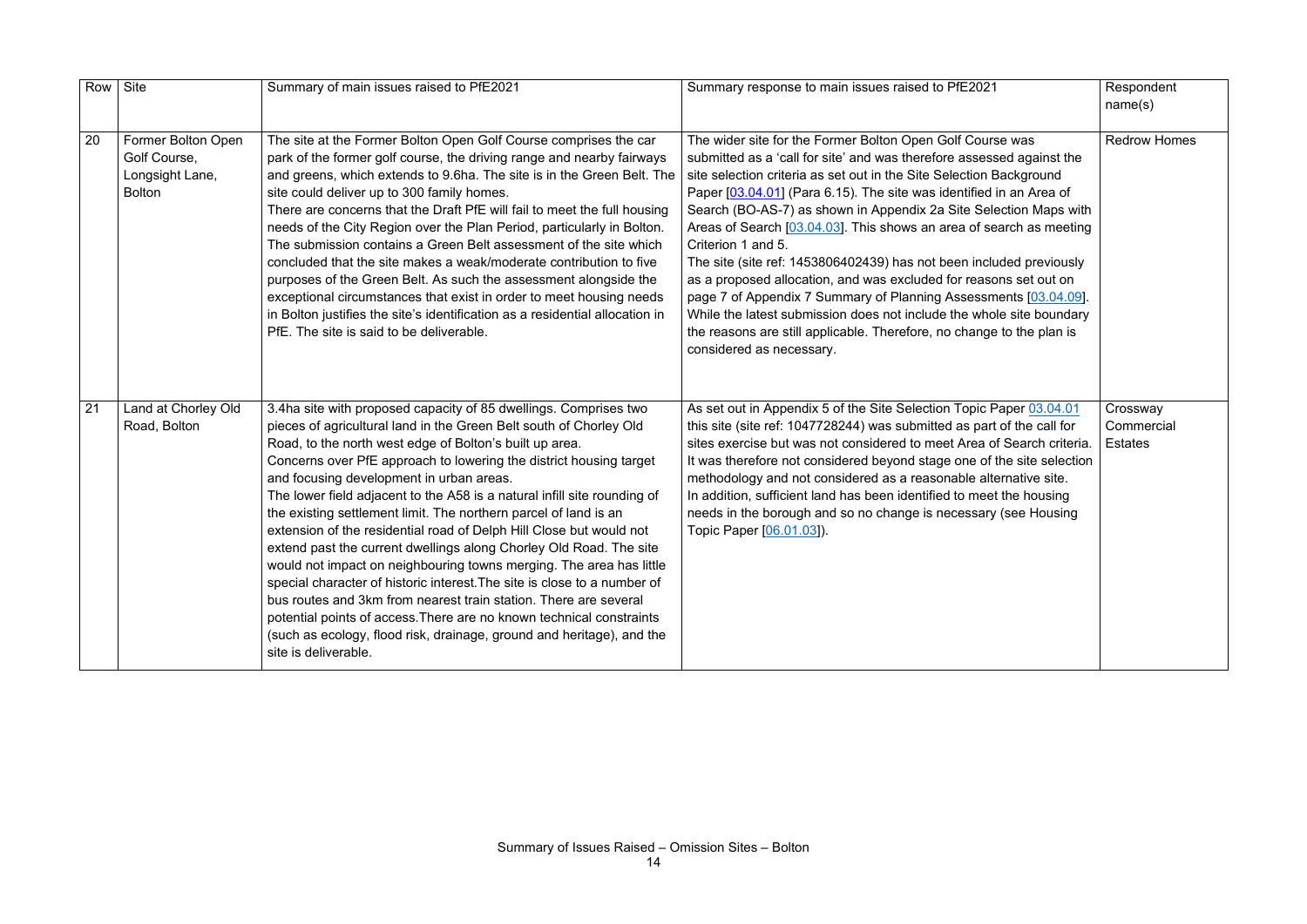| Row | Site | Summary of main issues raised to PfE2021 | Summary response to main issues raised to PfE2021 | Respondent name(s) |
|---|---|---|---|---|
| 20 | Former Bolton Open Golf Course, Longsight Lane, Bolton | The site at the Former Bolton Open Golf Course comprises the car park of the former golf course, the driving range and nearby fairways and greens, which extends to 9.6ha. The site is in the Green Belt. The site could deliver up to 300 family homes.<br>There are concerns that the Draft PfE will fail to meet the full housing needs of the City Region over the Plan Period, particularly in Bolton. The submission contains a Green Belt assessment of the site which concluded that the site makes a weak/moderate contribution to five purposes of the Green Belt. As such the assessment alongside the exceptional circumstances that exist in order to meet housing needs in Bolton justifies the site's identification as a residential allocation in PfE. The site is said to be deliverable. | The wider site for the Former Bolton Open Golf Course was submitted as a 'call for site' and was therefore assessed against the site selection criteria as set out in the Site Selection Background Paper [03.04.01] (Para 6.15). The site was identified in an Area of Search (BO-AS-7) as shown in Appendix 2a Site Selection Maps with Areas of Search [03.04.03]. This shows an area of search as meeting Criterion 1 and 5.<br>The site (site ref: 1453806402439) has not been included previously as a proposed allocation, and was excluded for reasons set out on page 7 of Appendix 7 Summary of Planning Assessments [03.04.09]. While the latest submission does not include the whole site boundary the reasons are still applicable. Therefore, no change to the plan is considered as necessary. | Redrow Homes |
| 21 | Land at Chorley Old Road, Bolton | 3.4ha site with proposed capacity of 85 dwellings. Comprises two pieces of agricultural land in the Green Belt south of Chorley Old Road, to the north west edge of Bolton's built up area.<br>Concerns over PfE approach to lowering the district housing target and focusing development in urban areas.<br>The lower field adjacent to the A58 is a natural infill site rounding of the existing settlement limit. The northern parcel of land is an extension of the residential road of Delph Hill Close but would not extend past the current dwellings along Chorley Old Road. The site would not impact on neighbouring towns merging. The area has little special character of historic interest.The site is close to a number of bus routes and 3km from nearest train station. There are several potential points of access.There are no known technical constraints (such as ecology, flood risk, drainage, ground and heritage), and the site is deliverable. | As set out in Appendix 5 of the Site Selection Topic Paper 03.04.01 this site (site ref: 1047728244) was submitted as part of the call for sites exercise but was not considered to meet Area of Search criteria. It was therefore not considered beyond stage one of the site selection methodology and not considered as a reasonable alternative site.<br>In addition, sufficient land has been identified to meet the housing needs in the borough and so no change is necessary (see Housing Topic Paper [06.01.03]). | Crossway Commercial Estates |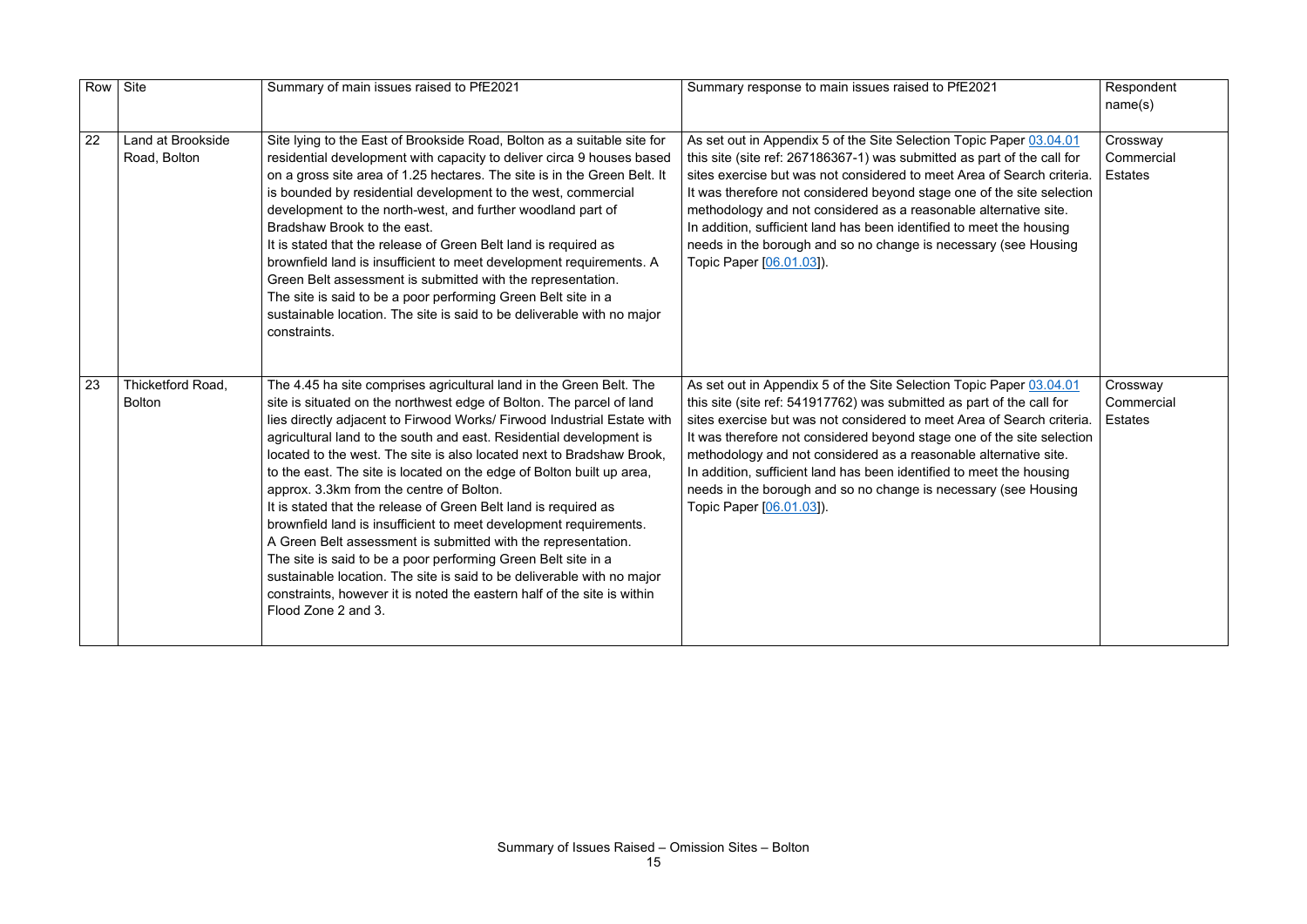| Row | Site | Summary of main issues raised to PfE2021 | Summary response to main issues raised to PfE2021 | Respondent name(s) |
|---|---|---|---|---|
| 22 | Land at Brookside Road, Bolton | Site lying to the East of Brookside Road, Bolton as a suitable site for residential development with capacity to deliver circa 9 houses based on a gross site area of 1.25 hectares. The site is in the Green Belt. It is bounded by residential development to the west, commercial development to the north-west, and further woodland part of Bradshaw Brook to the east.<br>It is stated that the release of Green Belt land is required as brownfield land is insufficient to meet development requirements. A Green Belt assessment is submitted with the representation.<br>The site is said to be a poor performing Green Belt site in a sustainable location. The site is said to be deliverable with no major constraints. | As set out in Appendix 5 of the Site Selection Topic Paper 03.04.01 this site (site ref: 267186367-1) was submitted as part of the call for sites exercise but was not considered to meet Area of Search criteria. It was therefore not considered beyond stage one of the site selection methodology and not considered as a reasonable alternative site.<br>In addition, sufficient land has been identified to meet the housing needs in the borough and so no change is necessary (see Housing Topic Paper [06.01.03]). | Crossway Commercial Estates |
| 23 | Thicketford Road, Bolton | The 4.45 ha site comprises agricultural land in the Green Belt. The site is situated on the northwest edge of Bolton. The parcel of land lies directly adjacent to Firwood Works/ Firwood Industrial Estate with agricultural land to the south and east. Residential development is located to the west. The site is also located next to Bradshaw Brook, to the east. The site is located on the edge of Bolton built up area, approx. 3.3km from the centre of Bolton.<br>It is stated that the release of Green Belt land is required as brownfield land is insufficient to meet development requirements.<br>A Green Belt assessment is submitted with the representation.<br>The site is said to be a poor performing Green Belt site in a sustainable location. The site is said to be deliverable with no major constraints, however it is noted the eastern half of the site is within Flood Zone 2 and 3. | As set out in Appendix 5 of the Site Selection Topic Paper 03.04.01 this site (site ref: 541917762) was submitted as part of the call for sites exercise but was not considered to meet Area of Search criteria. It was therefore not considered beyond stage one of the site selection methodology and not considered as a reasonable alternative site.<br>In addition, sufficient land has been identified to meet the housing needs in the borough and so no change is necessary (see Housing Topic Paper [06.01.03]). | Crossway Commercial Estates |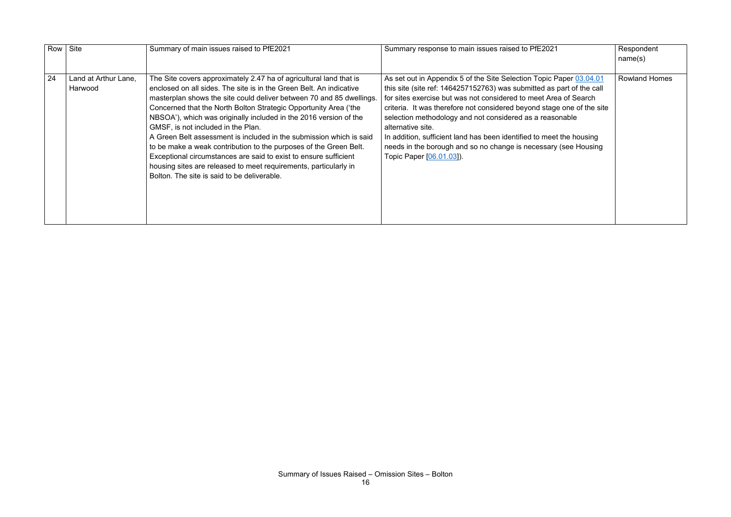| Row | Site | Summary of main issues raised to PfE2021 | Summary response to main issues raised to PfE2021 | Respondent name(s) |
|---|---|---|---|---|
| 24 | Land at Arthur Lane, Harwood | The Site covers approximately 2.47 ha of agricultural land that is enclosed on all sides. The site is in the Green Belt. An indicative masterplan shows the site could deliver between 70 and 85 dwellings. Concerned that the North Bolton Strategic Opportunity Area ('the NBSOA'), which was originally included in the 2016 version of the GMSF, is not included in the Plan.<br>A Green Belt assessment is included in the submission which is said to be make a weak contribution to the purposes of the Green Belt. Exceptional circumstances are said to exist to ensure sufficient housing sites are released to meet requirements, particularly in Bolton. The site is said to be deliverable. | As set out in Appendix 5 of the Site Selection Topic Paper 03.04.01 this site (site ref: 1464257152763) was submitted as part of the call for sites exercise but was not considered to meet Area of Search criteria. It was therefore not considered beyond stage one of the site selection methodology and not considered as a reasonable alternative site.<br>In addition, sufficient land has been identified to meet the housing needs in the borough and so no change is necessary (see Housing Topic Paper [06.01.03]). | Rowland Homes |